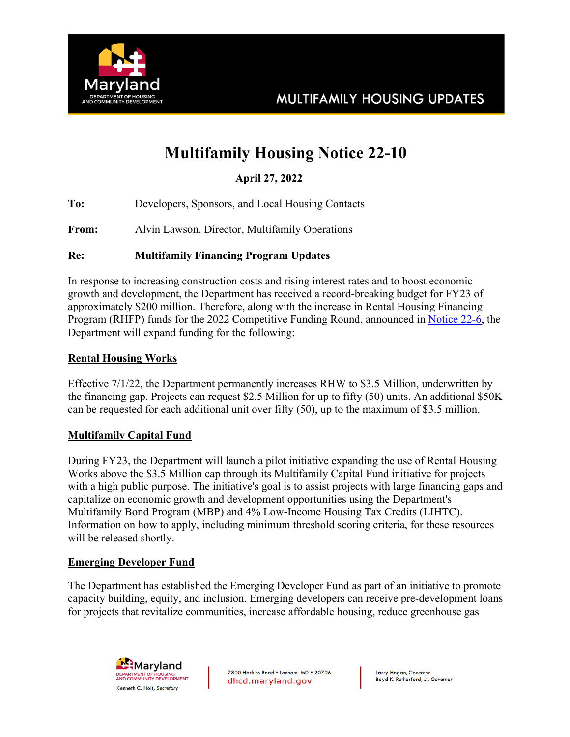# Multifamily Housing Notice 22-10

**April 27, 2022**

**To:** Developers, Sponsors, and Local Housing Contacts

**From:** Alvin Lawson, Director, Multifamily Operations

**Re:** **Multifamily Financing Program Updates**

In response to increasing construction costs and rising interest rates and to boost economic growth and development, the Department has received a record-breaking budget for FY23 of approximately $200 million. Therefore, along with the increase in Rental Housing Financing Program (RHFP) funds for the 2022 Competitive Funding Round, announced in Notice 22-6, the Department will expand funding for the following:

## Rental Housing Works

Effective 7/1/22, the Department permanently increases RHW to $3.5 Million, underwritten by the financing gap. Projects can request $2.5 Million for up to fifty (50) units. An additional $50K can be requested for each additional unit over fifty (50), up to the maximum of $3.5 million.

## Multifamily Capital Fund

During FY23, the Department will launch a pilot initiative expanding the use of Rental Housing Works above the $3.5 Million cap through its Multifamily Capital Fund initiative for projects with a high public purpose. The initiative's goal is to assist projects with large financing gaps and capitalize on economic growth and development opportunities using the Department's Multifamily Bond Program (MBP) and 4% Low-Income Housing Tax Credits (LIHTC). Information on how to apply, including minimum threshold scoring criteria, for these resources will be released shortly.

## Emerging Developer Fund

The Department has established the Emerging Developer Fund as part of an initiative to promote capacity building, equity, and inclusion. Emerging developers can receive pre-development loans for projects that revitalize communities, increase affordable housing, reduce greenhouse gas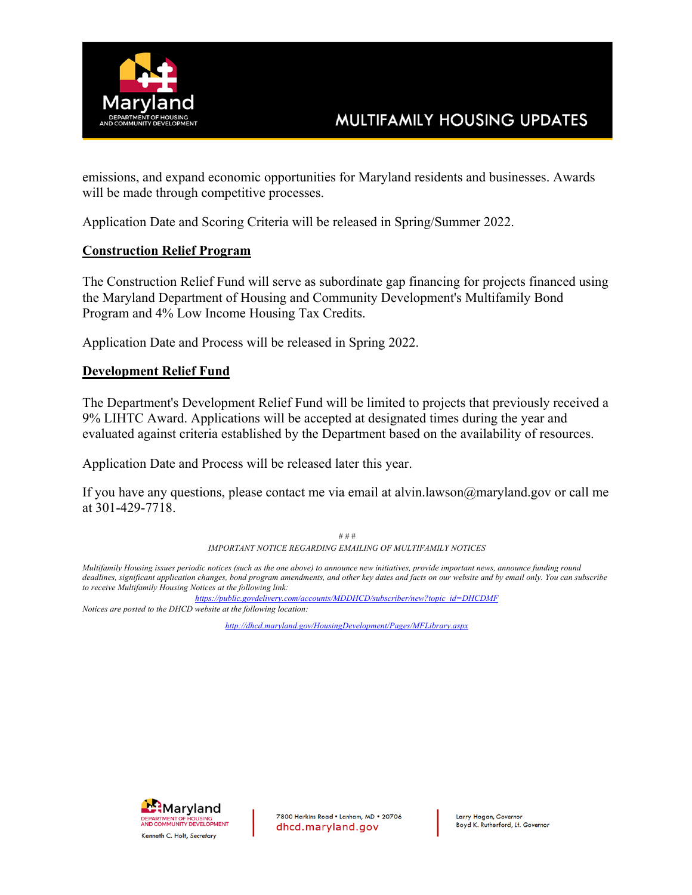emissions, and expand economic opportunities for Maryland residents and businesses. Awards will be made through competitive processes.

Application Date and Scoring Criteria will be released in Spring/Summer 2022.

## Construction Relief Program

The Construction Relief Fund will serve as subordinate gap financing for projects financed using the Maryland Department of Housing and Community Development's Multifamily Bond Program and 4% Low Income Housing Tax Credits.

Application Date and Process will be released in Spring 2022.

## Development Relief Fund

The Department's Development Relief Fund will be limited to projects that previously received a 9% LIHTC Award. Applications will be accepted at designated times during the year and evaluated against criteria established by the Department based on the availability of resources.

Application Date and Process will be released later this year.

If you have any questions, please contact me via email at alvin.lawson@maryland.gov or call me at 301-429-7718.

*###*

*IMPORTANT NOTICE REGARDING EMAILING OF MULTIFAMILY NOTICES*

*Multifamily Housing issues periodic notices (such as the one above) to announce new initiatives, provide important news, announce funding round deadlines, significant application changes, bond program amendments, and other key dates and facts on our website and by email only. You can subscribe to receive Multifamily Housing Notices at the following link:*

*https://public.govdelivery.com/accounts/MDDHCD/subscriber/new?topic_id=DHCDMF*

*Notices are posted to the DHCD website at the following location:*

*http://dhcd.maryland.gov/HousingDevelopment/Pages/MFLibrary.aspx*